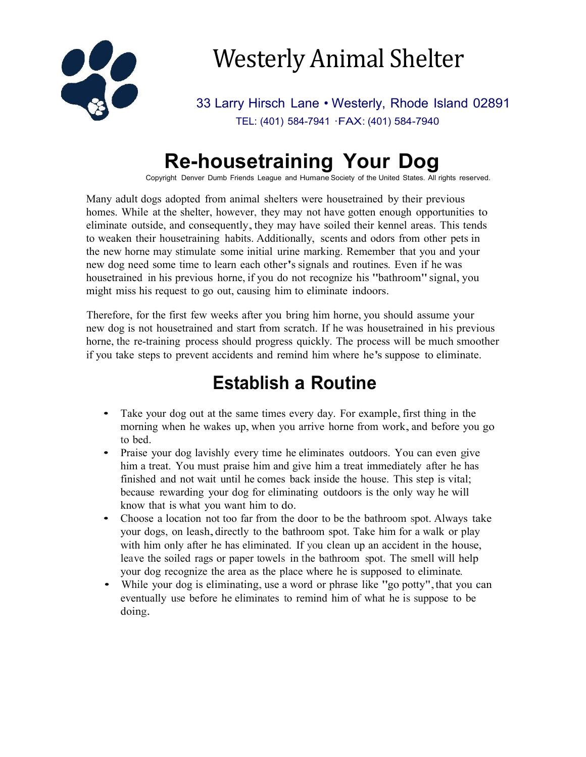# Westerly Animal Shelter

33 Larry Hirsch Lane • Westerly, Rhode Island 02891
TEL: (401) 584-7941 ·FAX: (401) 584-7940

# Re-housetraining Your Dog

Copyright Denver Dumb Friends League and Humane Society of the United States. All rights reserved.

Many adult dogs adopted from animal shelters were housetrained by their previous homes. While at the shelter, however, they may not have gotten enough opportunities to eliminate outside, and consequently, they may have soiled their kennel areas. This tends to weaken their housetraining habits. Additionally, scents and odors from other pets in the new horne may stimulate some initial urine marking. Remember that you and your new dog need some time to learn each other's signals and routines. Even if he was housetrained in his previous horne, if you do not recognize his "bathroom" signal, you might miss his request to go out, causing him to eliminate indoors.

Therefore, for the first few weeks after you bring him horne, you should assume your new dog is not housetrained and start from scratch. If he was housetrained in his previous horne, the re-training process should progress quickly. The process will be much smoother if you take steps to prevent accidents and remind him where he's suppose to eliminate.

## Establish a Routine

- Take your dog out at the same times every day. For example, first thing in the morning when he wakes up, when you arrive horne from work, and before you go to bed.
- Praise your dog lavishly every time he eliminates outdoors. You can even give him a treat. You must praise him and give him a treat immediately after he has finished and not wait until he comes back inside the house. This step is vital; because rewarding your dog for eliminating outdoors is the only way he will know that is what you want him to do.
- Choose a location not too far from the door to be the bathroom spot. Always take your dogs, on leash, directly to the bathroom spot. Take him for a walk or play with him only after he has eliminated. If you clean up an accident in the house, leave the soiled rags or paper towels in the bathroom spot. The smell will help your dog recognize the area as the place where he is supposed to eliminate.
- While your dog is eliminating, use a word or phrase like "go potty", that you can eventually use before he eliminates to remind him of what he is suppose to be doing.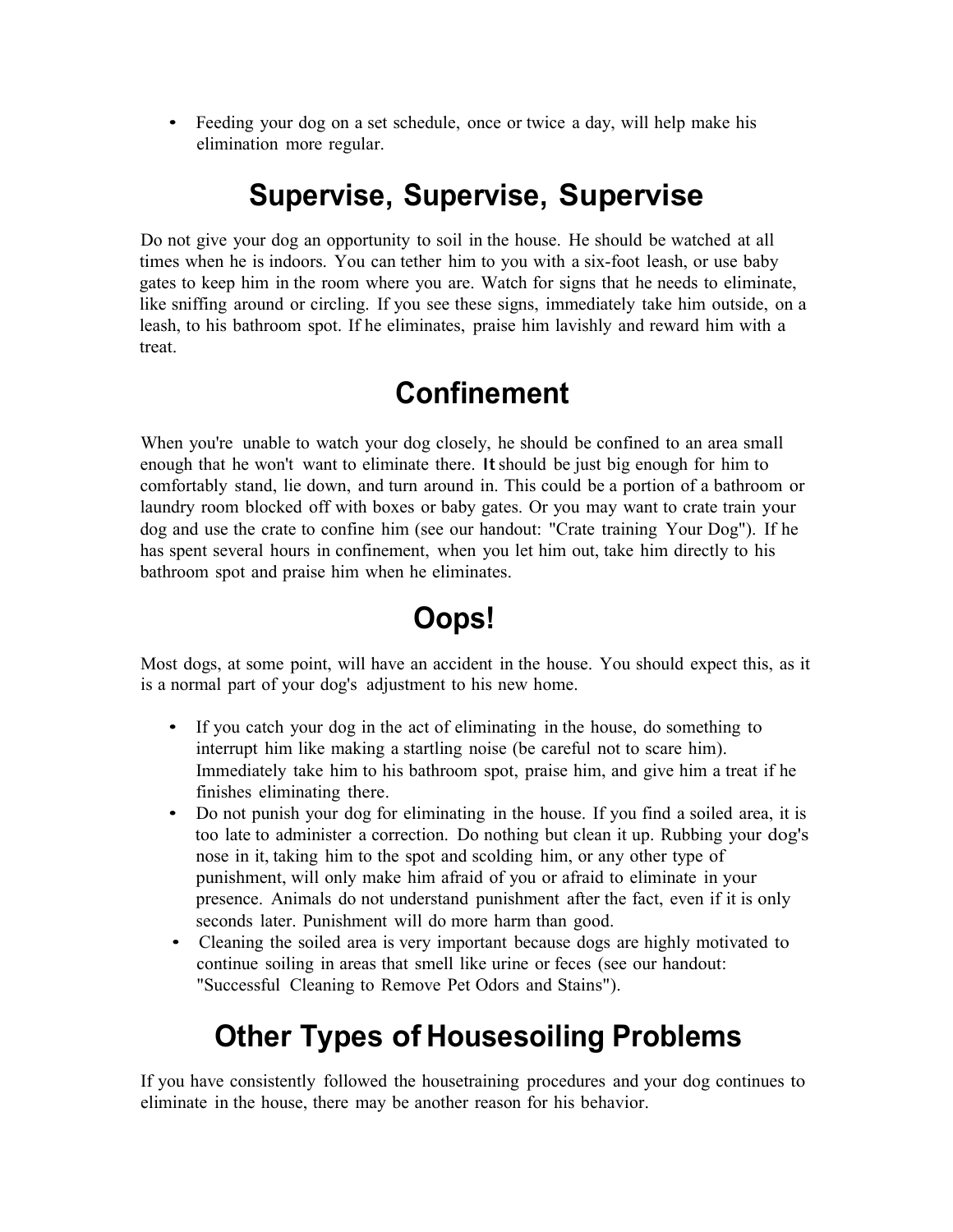- Feeding your dog on a set schedule, once or twice a day, will help make his elimination more regular.

## Supervise, Supervise, Supervise

Do not give your dog an opportunity to soil in the house. He should be watched at all times when he is indoors. You can tether him to you with a six-foot leash, or use baby gates to keep him in the room where you are. Watch for signs that he needs to eliminate, like sniffing around or circling. If you see these signs, immediately take him outside, on a leash, to his bathroom spot. If he eliminates, praise him lavishly and reward him with a treat.

## Confinement

When you're unable to watch your dog closely, he should be confined to an area small enough that he won't want to eliminate there. It should be just big enough for him to comfortably stand, lie down, and turn around in. This could be a portion of a bathroom or laundry room blocked off with boxes or baby gates. Or you may want to crate train your dog and use the crate to confine him (see our handout: "Crate training Your Dog"). If he has spent several hours in confinement, when you let him out, take him directly to his bathroom spot and praise him when he eliminates.

## Oops!

Most dogs, at some point, will have an accident in the house. You should expect this, as it is a normal part of your dog's adjustment to his new home.

- If you catch your dog in the act of eliminating in the house, do something to interrupt him like making a startling noise (be careful not to scare him). Immediately take him to his bathroom spot, praise him, and give him a treat if he finishes eliminating there.
- Do not punish your dog for eliminating in the house. If you find a soiled area, it is too late to administer a correction. Do nothing but clean it up. Rubbing your dog's nose in it, taking him to the spot and scolding him, or any other type of punishment, will only make him afraid of you or afraid to eliminate in your presence. Animals do not understand punishment after the fact, even if it is only seconds later. Punishment will do more harm than good.
- Cleaning the soiled area is very important because dogs are highly motivated to continue soiling in areas that smell like urine or feces (see our handout: "Successful Cleaning to Remove Pet Odors and Stains").

## Other Types of Housesoiling Problems

If you have consistently followed the housetraining procedures and your dog continues to eliminate in the house, there may be another reason for his behavior.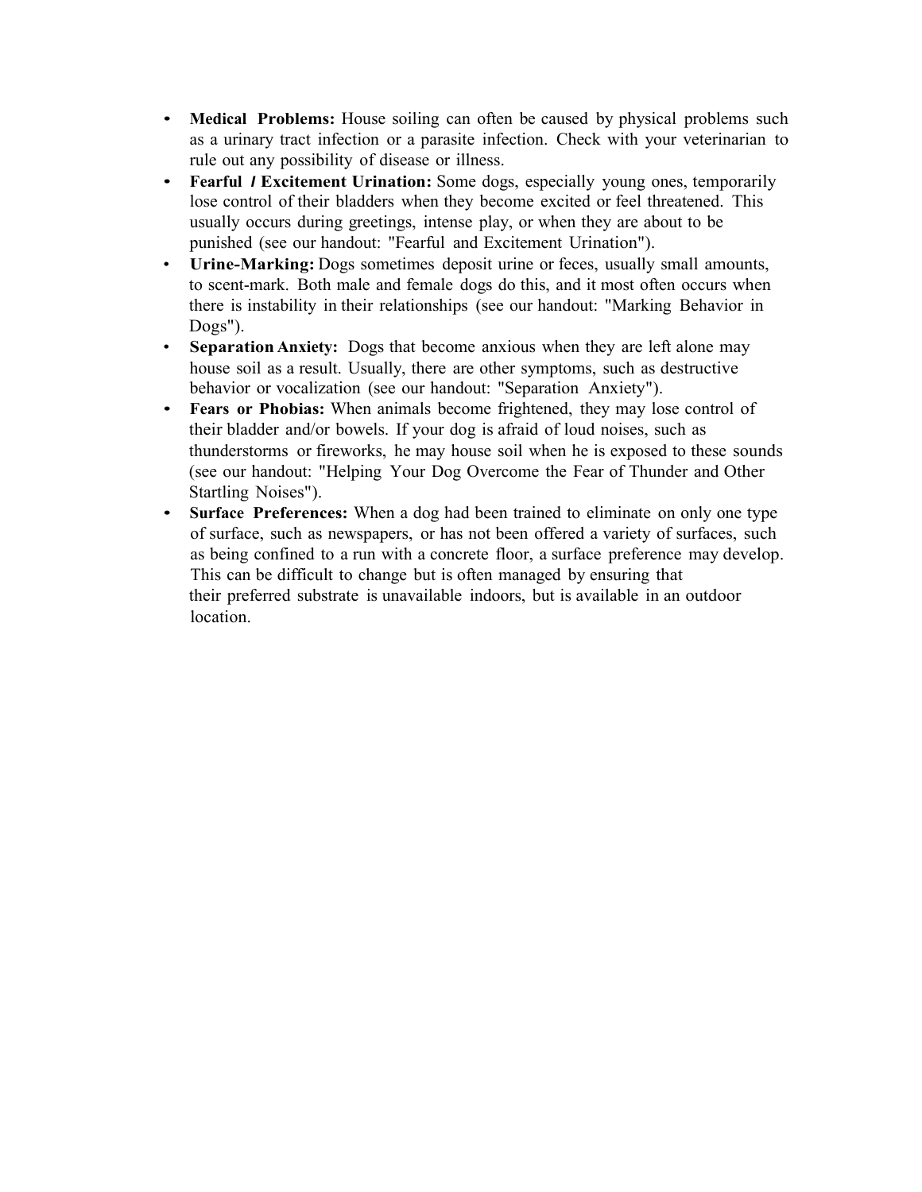- **Medical Problems:** House soiling can often be caused by physical problems such as a urinary tract infection or a parasite infection. Check with your veterinarian to rule out any possibility of disease or illness.
- **Fearful / Excitement Urination:** Some dogs, especially young ones, temporarily lose control of their bladders when they become excited or feel threatened. This usually occurs during greetings, intense play, or when they are about to be punished (see our handout: "Fearful and Excitement Urination").
- **Urine-Marking:** Dogs sometimes deposit urine or feces, usually small amounts, to scent-mark. Both male and female dogs do this, and it most often occurs when there is instability in their relationships (see our handout: "Marking Behavior in Dogs").
- **Separation Anxiety:** Dogs that become anxious when they are left alone may house soil as a result. Usually, there are other symptoms, such as destructive behavior or vocalization (see our handout: "Separation Anxiety").
- **Fears or Phobias:** When animals become frightened, they may lose control of their bladder and/or bowels. If your dog is afraid of loud noises, such as thunderstorms or fireworks, he may house soil when he is exposed to these sounds (see our handout: "Helping Your Dog Overcome the Fear of Thunder and Other Startling Noises").
- **Surface Preferences:** When a dog had been trained to eliminate on only one type of surface, such as newspapers, or has not been offered a variety of surfaces, such as being confined to a run with a concrete floor, a surface preference may develop. This can be difficult to change but is often managed by ensuring that their preferred substrate is unavailable indoors, but is available in an outdoor location.